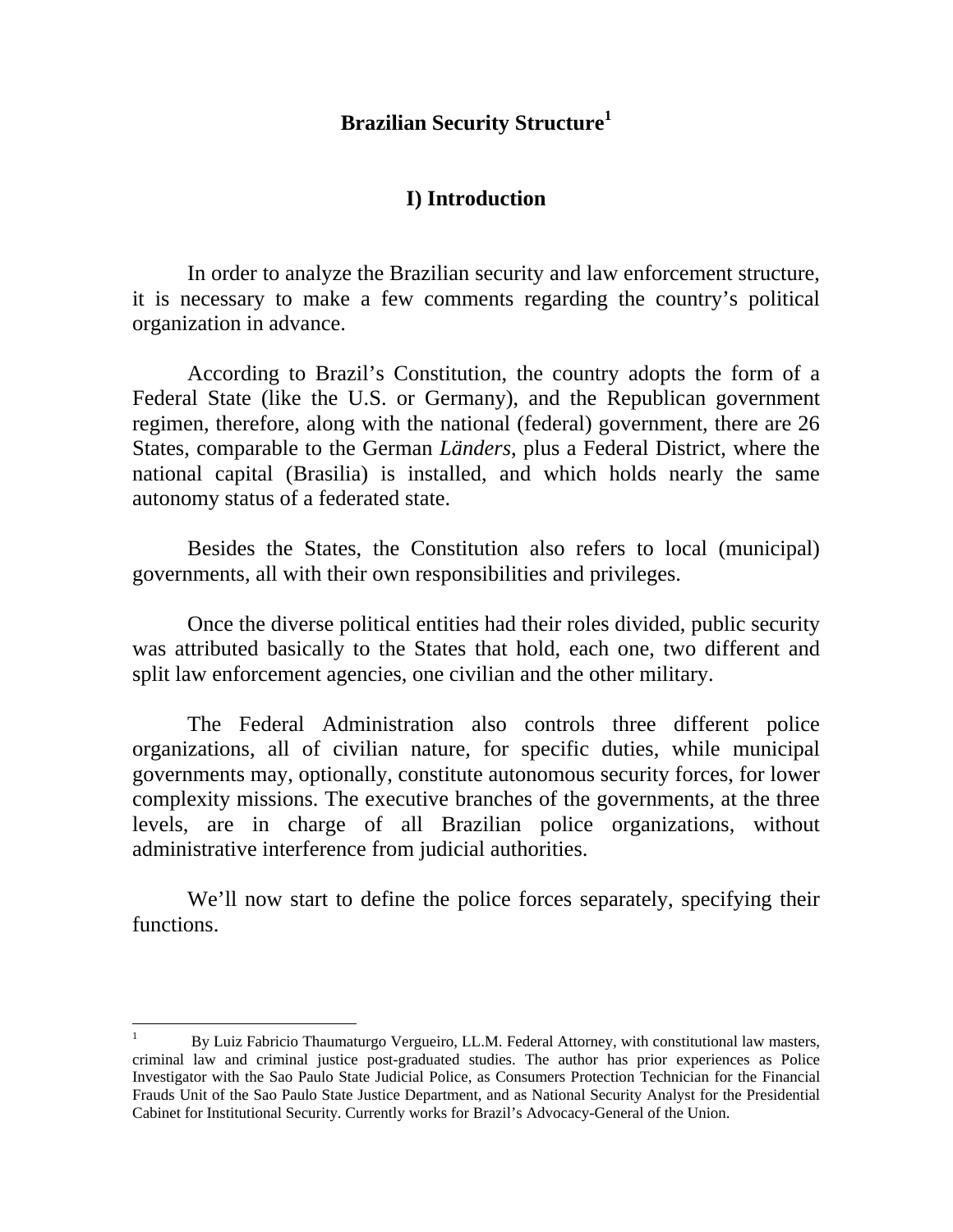# Brazilian Security Structure[1]

## I) Introduction

In order to analyze the Brazilian security and law enforcement structure, it is necessary to make a few comments regarding the country's political organization in advance.

According to Brazil's Constitution, the country adopts the form of a Federal State (like the U.S. or Germany), and the Republican government regimen, therefore, along with the national (federal) government, there are 26 States, comparable to the German *Länders*, plus a Federal District, where the national capital (Brasilia) is installed, and which holds nearly the same autonomy status of a federated state.

Besides the States, the Constitution also refers to local (municipal) governments, all with their own responsibilities and privileges.

Once the diverse political entities had their roles divided, public security was attributed basically to the States that hold, each one, two different and split law enforcement agencies, one civilian and the other military.

The Federal Administration also controls three different police organizations, all of civilian nature, for specific duties, while municipal governments may, optionally, constitute autonomous security forces, for lower complexity missions. The executive branches of the governments, at the three levels, are in charge of all Brazilian police organizations, without administrative interference from judicial authorities.

We'll now start to define the police forces separately, specifying their functions.

---

[1] By Luiz Fabricio Thaumaturgo Vergueiro, LL.M. Federal Attorney, with constitutional law masters, criminal law and criminal justice post-graduated studies. The author has prior experiences as Police Investigator with the Sao Paulo State Judicial Police, as Consumers Protection Technician for the Financial Frauds Unit of the Sao Paulo State Justice Department, and as National Security Analyst for the Presidential Cabinet for Institutional Security. Currently works for Brazil's Advocacy-General of the Union.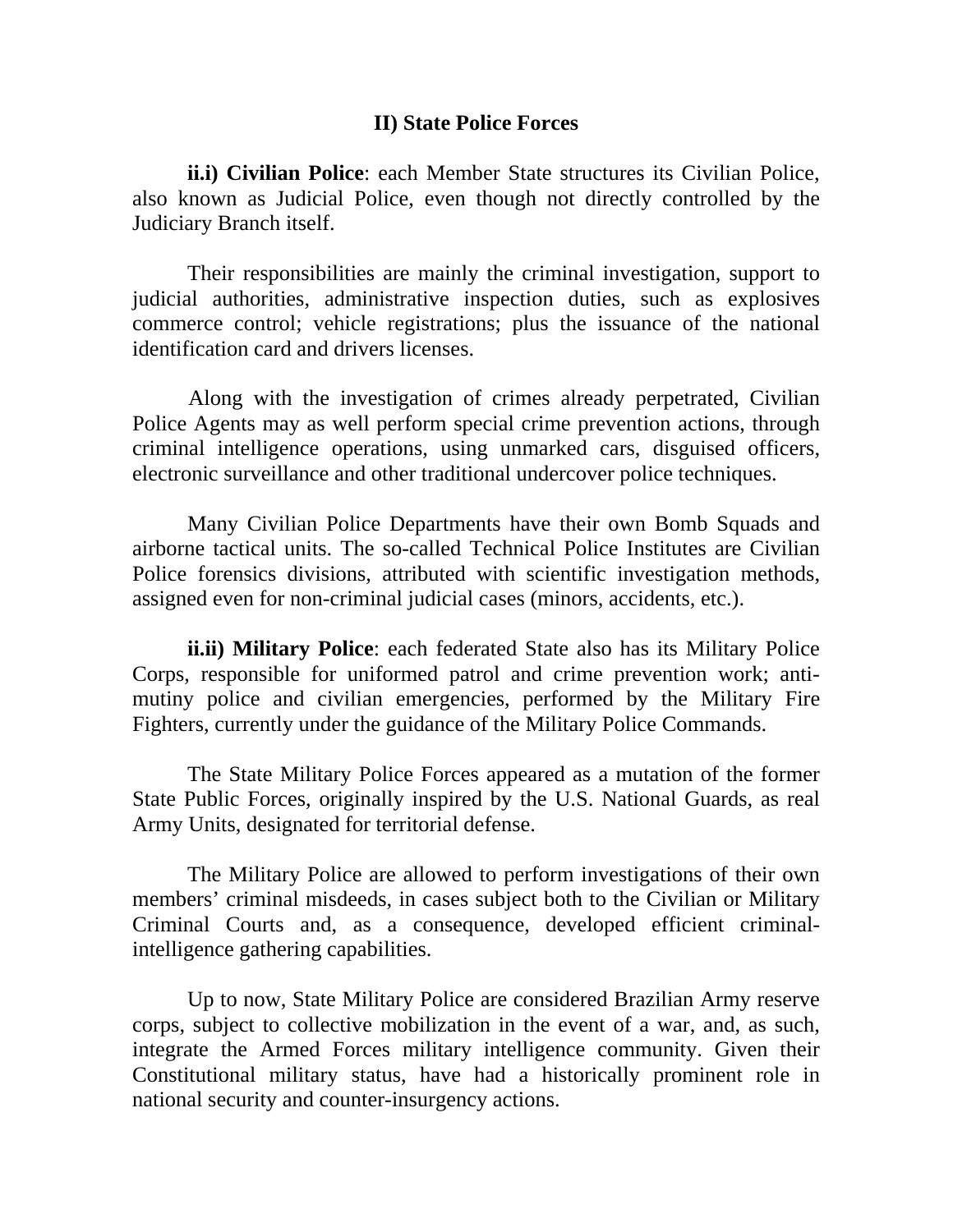## II) State Police Forces

**ii.i) Civilian Police**: each Member State structures its Civilian Police, also known as Judicial Police, even though not directly controlled by the Judiciary Branch itself.

Their responsibilities are mainly the criminal investigation, support to judicial authorities, administrative inspection duties, such as explosives commerce control; vehicle registrations; plus the issuance of the national identification card and drivers licenses.

Along with the investigation of crimes already perpetrated, Civilian Police Agents may as well perform special crime prevention actions, through criminal intelligence operations, using unmarked cars, disguised officers, electronic surveillance and other traditional undercover police techniques.

Many Civilian Police Departments have their own Bomb Squads and airborne tactical units. The so-called Technical Police Institutes are Civilian Police forensics divisions, attributed with scientific investigation methods, assigned even for non-criminal judicial cases (minors, accidents, etc.).

**ii.ii) Military Police**: each federated State also has its Military Police Corps, responsible for uniformed patrol and crime prevention work; anti-mutiny police and civilian emergencies, performed by the Military Fire Fighters, currently under the guidance of the Military Police Commands.

The State Military Police Forces appeared as a mutation of the former State Public Forces, originally inspired by the U.S. National Guards, as real Army Units, designated for territorial defense.

The Military Police are allowed to perform investigations of their own members' criminal misdeeds, in cases subject both to the Civilian or Military Criminal Courts and, as a consequence, developed efficient criminal-intelligence gathering capabilities.

Up to now, State Military Police are considered Brazilian Army reserve corps, subject to collective mobilization in the event of a war, and, as such, integrate the Armed Forces military intelligence community. Given their Constitutional military status, have had a historically prominent role in national security and counter-insurgency actions.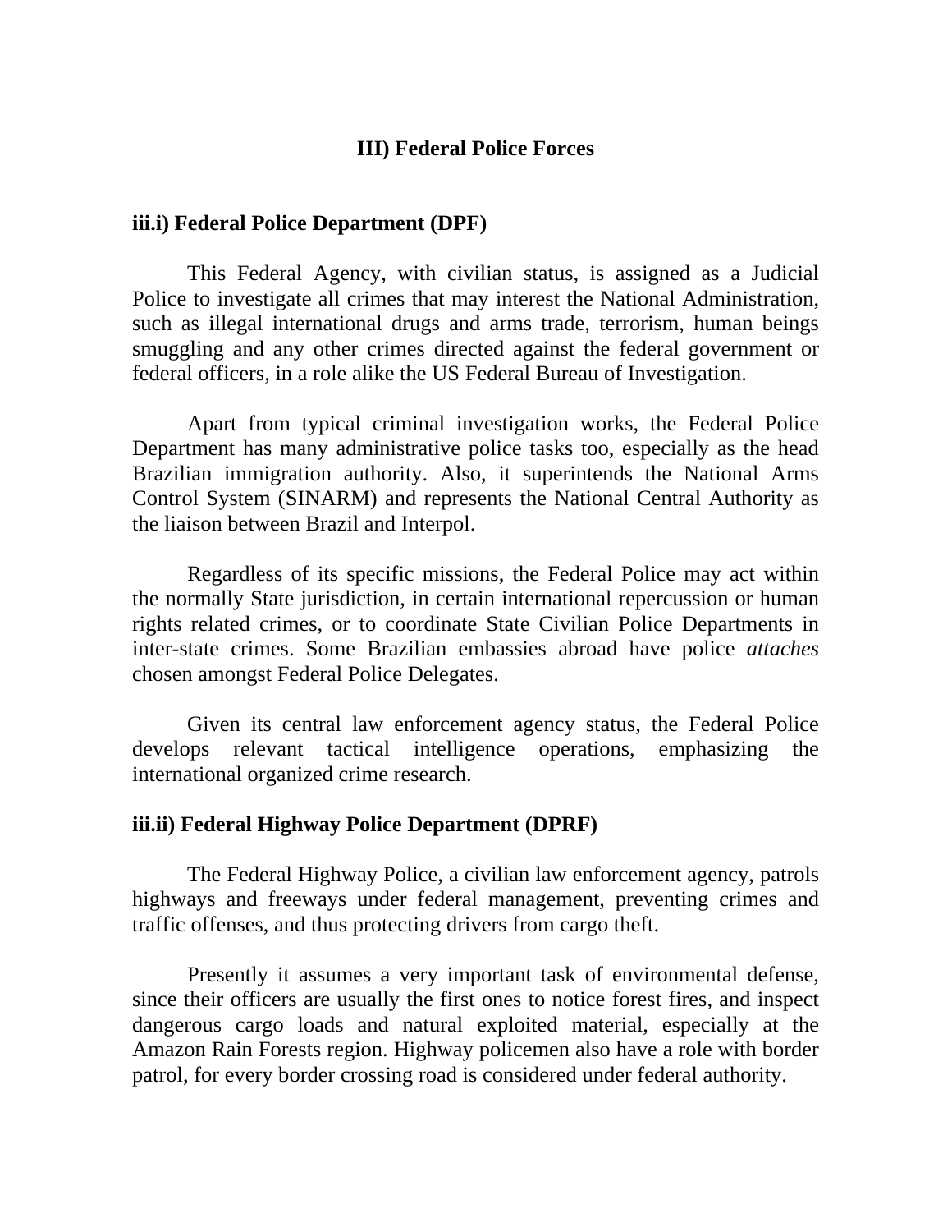## III) Federal Police Forces

### iii.i) Federal Police Department (DPF)

This Federal Agency, with civilian status, is assigned as a Judicial Police to investigate all crimes that may interest the National Administration, such as illegal international drugs and arms trade, terrorism, human beings smuggling and any other crimes directed against the federal government or federal officers, in a role alike the US Federal Bureau of Investigation.

Apart from typical criminal investigation works, the Federal Police Department has many administrative police tasks too, especially as the head Brazilian immigration authority. Also, it superintends the National Arms Control System (SINARM) and represents the National Central Authority as the liaison between Brazil and Interpol.

Regardless of its specific missions, the Federal Police may act within the normally State jurisdiction, in certain international repercussion or human rights related crimes, or to coordinate State Civilian Police Departments in inter-state crimes. Some Brazilian embassies abroad have police *attaches* chosen amongst Federal Police Delegates.

Given its central law enforcement agency status, the Federal Police develops relevant tactical intelligence operations, emphasizing the international organized crime research.

### iii.ii) Federal Highway Police Department (DPRF)

The Federal Highway Police, a civilian law enforcement agency, patrols highways and freeways under federal management, preventing crimes and traffic offenses, and thus protecting drivers from cargo theft.

Presently it assumes a very important task of environmental defense, since their officers are usually the first ones to notice forest fires, and inspect dangerous cargo loads and natural exploited material, especially at the Amazon Rain Forests region. Highway policemen also have a role with border patrol, for every border crossing road is considered under federal authority.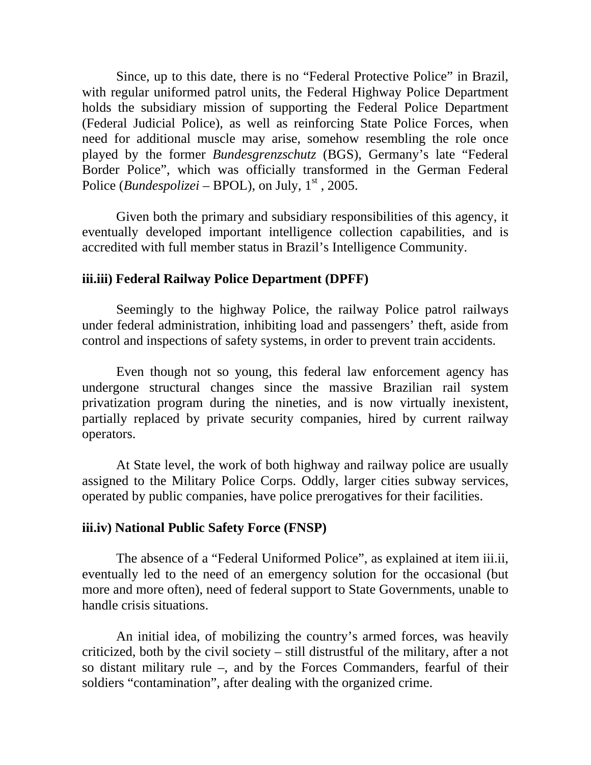Since, up to this date, there is no “Federal Protective Police” in Brazil, with regular uniformed patrol units, the Federal Highway Police Department holds the subsidiary mission of supporting the Federal Police Department (Federal Judicial Police), as well as reinforcing State Police Forces, when need for additional muscle may arise, somehow resembling the role once played by the former *Bundesgrenzschutz* (BGS), Germany’s late “Federal Border Police”, which was officially transformed in the German Federal Police (*Bundespolizei* – BPOL), on July, 1st , 2005.

Given both the primary and subsidiary responsibilities of this agency, it eventually developed important intelligence collection capabilities, and is accredited with full member status in Brazil’s Intelligence Community.

### iii.iii) Federal Railway Police Department (DPFF)

Seemingly to the highway Police, the railway Police patrol railways under federal administration, inhibiting load and passengers’ theft, aside from control and inspections of safety systems, in order to prevent train accidents.

Even though not so young, this federal law enforcement agency has undergone structural changes since the massive Brazilian rail system privatization program during the nineties, and is now virtually inexistent, partially replaced by private security companies, hired by current railway operators.

At State level, the work of both highway and railway police are usually assigned to the Military Police Corps. Oddly, larger cities subway services, operated by public companies, have police prerogatives for their facilities.

### iii.iv) National Public Safety Force (FNSP)

The absence of a “Federal Uniformed Police”, as explained at item iii.ii, eventually led to the need of an emergency solution for the occasional (but more and more often), need of federal support to State Governments, unable to handle crisis situations.

An initial idea, of mobilizing the country’s armed forces, was heavily criticized, both by the civil society – still distrustful of the military, after a not so distant military rule –, and by the Forces Commanders, fearful of their soldiers “contamination”, after dealing with the organized crime.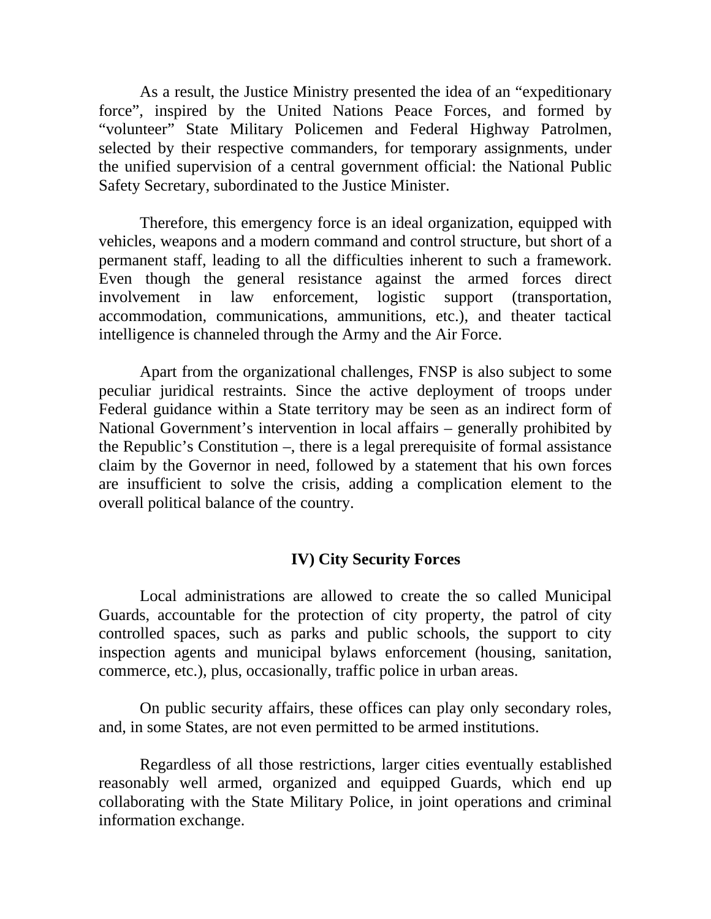As a result, the Justice Ministry presented the idea of an "expeditionary force", inspired by the United Nations Peace Forces, and formed by "volunteer" State Military Policemen and Federal Highway Patrolmen, selected by their respective commanders, for temporary assignments, under the unified supervision of a central government official: the National Public Safety Secretary, subordinated to the Justice Minister.

Therefore, this emergency force is an ideal organization, equipped with vehicles, weapons and a modern command and control structure, but short of a permanent staff, leading to all the difficulties inherent to such a framework. Even though the general resistance against the armed forces direct involvement in law enforcement, logistic support (transportation, accommodation, communications, ammunitions, etc.), and theater tactical intelligence is channeled through the Army and the Air Force.

Apart from the organizational challenges, FNSP is also subject to some peculiar juridical restraints. Since the active deployment of troops under Federal guidance within a State territory may be seen as an indirect form of National Government's intervention in local affairs – generally prohibited by the Republic's Constitution –, there is a legal prerequisite of formal assistance claim by the Governor in need, followed by a statement that his own forces are insufficient to solve the crisis, adding a complication element to the overall political balance of the country.

## IV) City Security Forces

Local administrations are allowed to create the so called Municipal Guards, accountable for the protection of city property, the patrol of city controlled spaces, such as parks and public schools, the support to city inspection agents and municipal bylaws enforcement (housing, sanitation, commerce, etc.), plus, occasionally, traffic police in urban areas.

On public security affairs, these offices can play only secondary roles, and, in some States, are not even permitted to be armed institutions.

Regardless of all those restrictions, larger cities eventually established reasonably well armed, organized and equipped Guards, which end up collaborating with the State Military Police, in joint operations and criminal information exchange.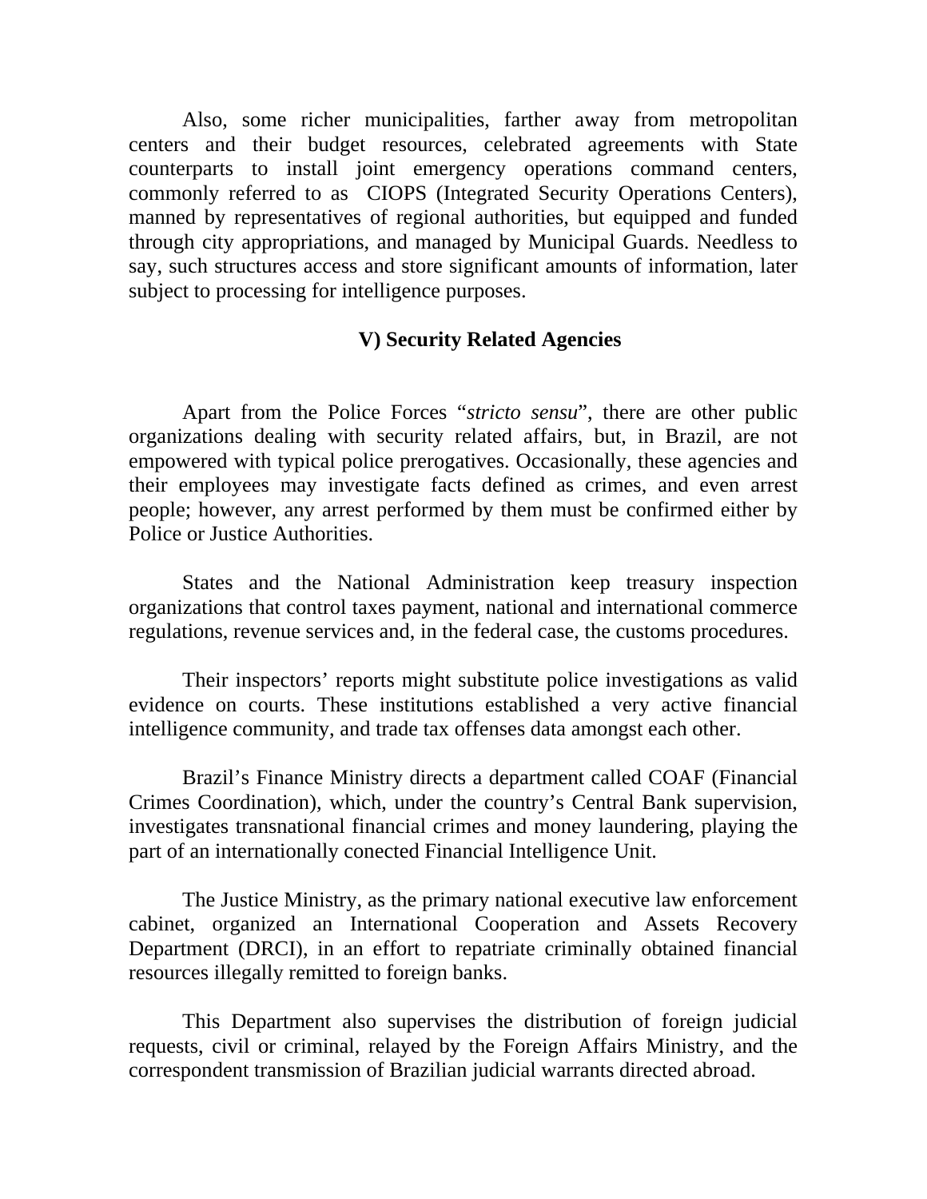Also, some richer municipalities, farther away from metropolitan centers and their budget resources, celebrated agreements with State counterparts to install joint emergency operations command centers, commonly referred to as  CIOPS (Integrated Security Operations Centers), manned by representatives of regional authorities, but equipped and funded through city appropriations, and managed by Municipal Guards. Needless to say, such structures access and store significant amounts of information, later subject to processing for intelligence purposes.

## V) Security Related Agencies

Apart from the Police Forces "*stricto sensu*", there are other public organizations dealing with security related affairs, but, in Brazil, are not empowered with typical police prerogatives. Occasionally, these agencies and their employees may investigate facts defined as crimes, and even arrest people; however, any arrest performed by them must be confirmed either by Police or Justice Authorities.

States and the National Administration keep treasury inspection organizations that control taxes payment, national and international commerce regulations, revenue services and, in the federal case, the customs procedures.

Their inspectors' reports might substitute police investigations as valid evidence on courts. These institutions established a very active financial intelligence community, and trade tax offenses data amongst each other.

Brazil's Finance Ministry directs a department called COAF (Financial Crimes Coordination), which, under the country's Central Bank supervision, investigates transnational financial crimes and money laundering, playing the part of an internationally conected Financial Intelligence Unit.

The Justice Ministry, as the primary national executive law enforcement cabinet, organized an International Cooperation and Assets Recovery Department (DRCI), in an effort to repatriate criminally obtained financial resources illegally remitted to foreign banks.

This Department also supervises the distribution of foreign judicial requests, civil or criminal, relayed by the Foreign Affairs Ministry, and the correspondent transmission of Brazilian judicial warrants directed abroad.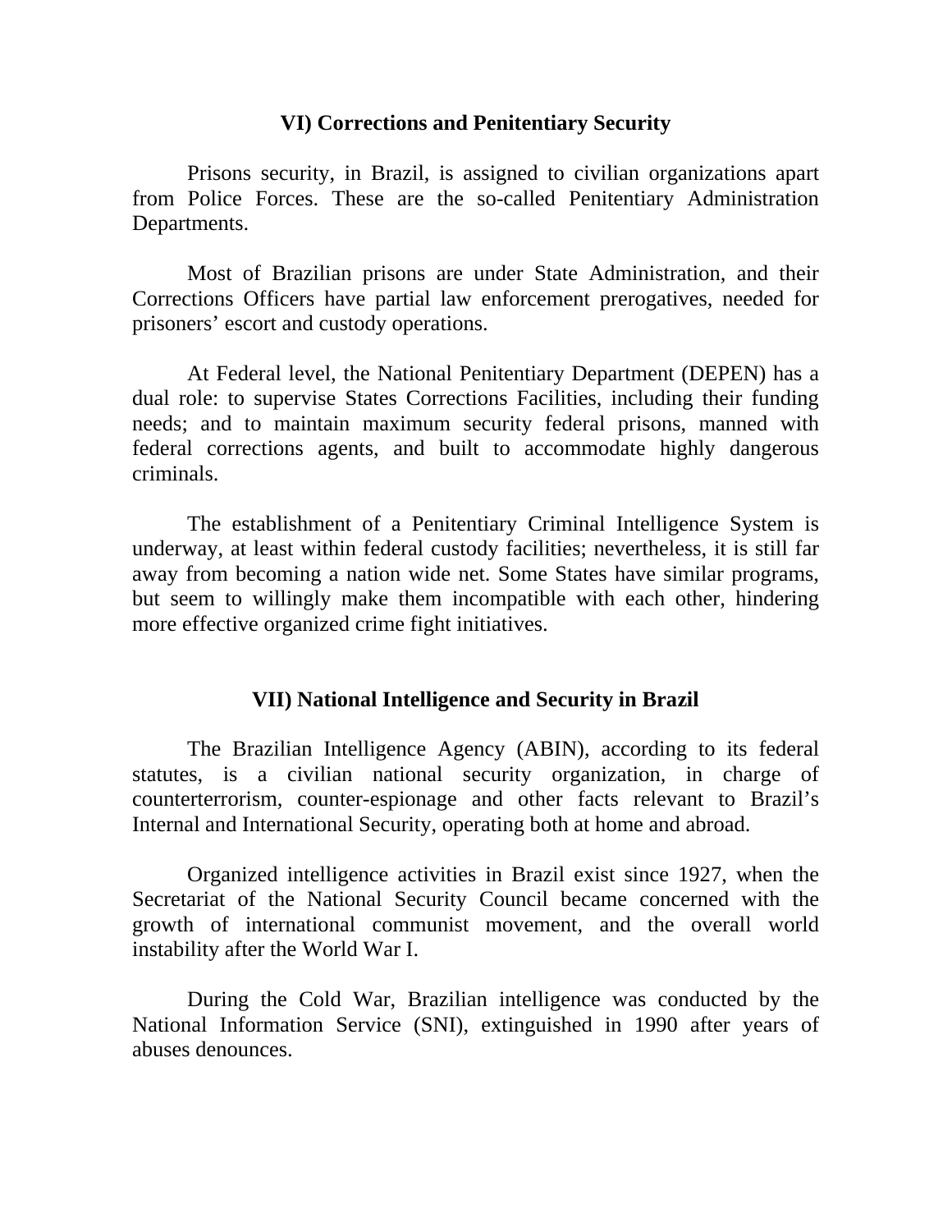## VI) Corrections and Penitentiary Security

Prisons security, in Brazil, is assigned to civilian organizations apart from Police Forces. These are the so-called Penitentiary Administration Departments.

Most of Brazilian prisons are under State Administration, and their Corrections Officers have partial law enforcement prerogatives, needed for prisoners' escort and custody operations.

At Federal level, the National Penitentiary Department (DEPEN) has a dual role: to supervise States Corrections Facilities, including their funding needs; and to maintain maximum security federal prisons, manned with federal corrections agents, and built to accommodate highly dangerous criminals.

The establishment of a Penitentiary Criminal Intelligence System is underway, at least within federal custody facilities; nevertheless, it is still far away from becoming a nation wide net. Some States have similar programs, but seem to willingly make them incompatible with each other, hindering more effective organized crime fight initiatives.

## VII) National Intelligence and Security in Brazil

The Brazilian Intelligence Agency (ABIN), according to its federal statutes, is a civilian national security organization, in charge of counterterrorism, counter-espionage and other facts relevant to Brazil's Internal and International Security, operating both at home and abroad.

Organized intelligence activities in Brazil exist since 1927, when the Secretariat of the National Security Council became concerned with the growth of international communist movement, and the overall world instability after the World War I.

During the Cold War, Brazilian intelligence was conducted by the National Information Service (SNI), extinguished in 1990 after years of abuses denounces.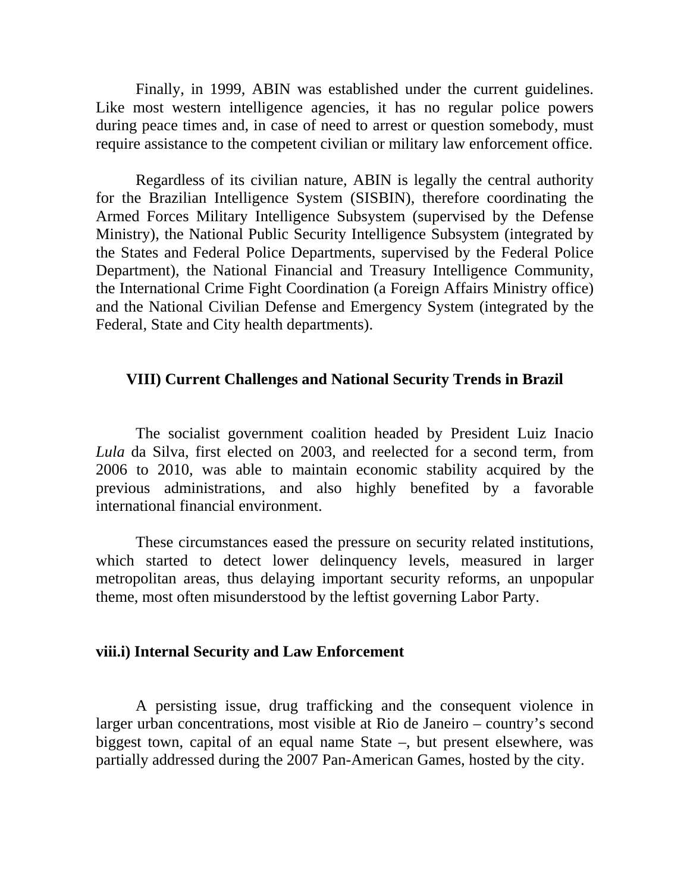Finally, in 1999, ABIN was established under the current guidelines. Like most western intelligence agencies, it has no regular police powers during peace times and, in case of need to arrest or question somebody, must require assistance to the competent civilian or military law enforcement office.

Regardless of its civilian nature, ABIN is legally the central authority for the Brazilian Intelligence System (SISBIN), therefore coordinating the Armed Forces Military Intelligence Subsystem (supervised by the Defense Ministry), the National Public Security Intelligence Subsystem (integrated by the States and Federal Police Departments, supervised by the Federal Police Department), the National Financial and Treasury Intelligence Community, the International Crime Fight Coordination (a Foreign Affairs Ministry office) and the National Civilian Defense and Emergency System (integrated by the Federal, State and City health departments).

## VIII) Current Challenges and National Security Trends in Brazil

The socialist government coalition headed by President Luiz Inacio *Lula* da Silva, first elected on 2003, and reelected for a second term, from 2006 to 2010, was able to maintain economic stability acquired by the previous administrations, and also highly benefited by a favorable international financial environment.

These circumstances eased the pressure on security related institutions, which started to detect lower delinquency levels, measured in larger metropolitan areas, thus delaying important security reforms, an unpopular theme, most often misunderstood by the leftist governing Labor Party.

### viii.i) Internal Security and Law Enforcement

A persisting issue, drug trafficking and the consequent violence in larger urban concentrations, most visible at Rio de Janeiro – country's second biggest town, capital of an equal name State –, but present elsewhere, was partially addressed during the 2007 Pan-American Games, hosted by the city.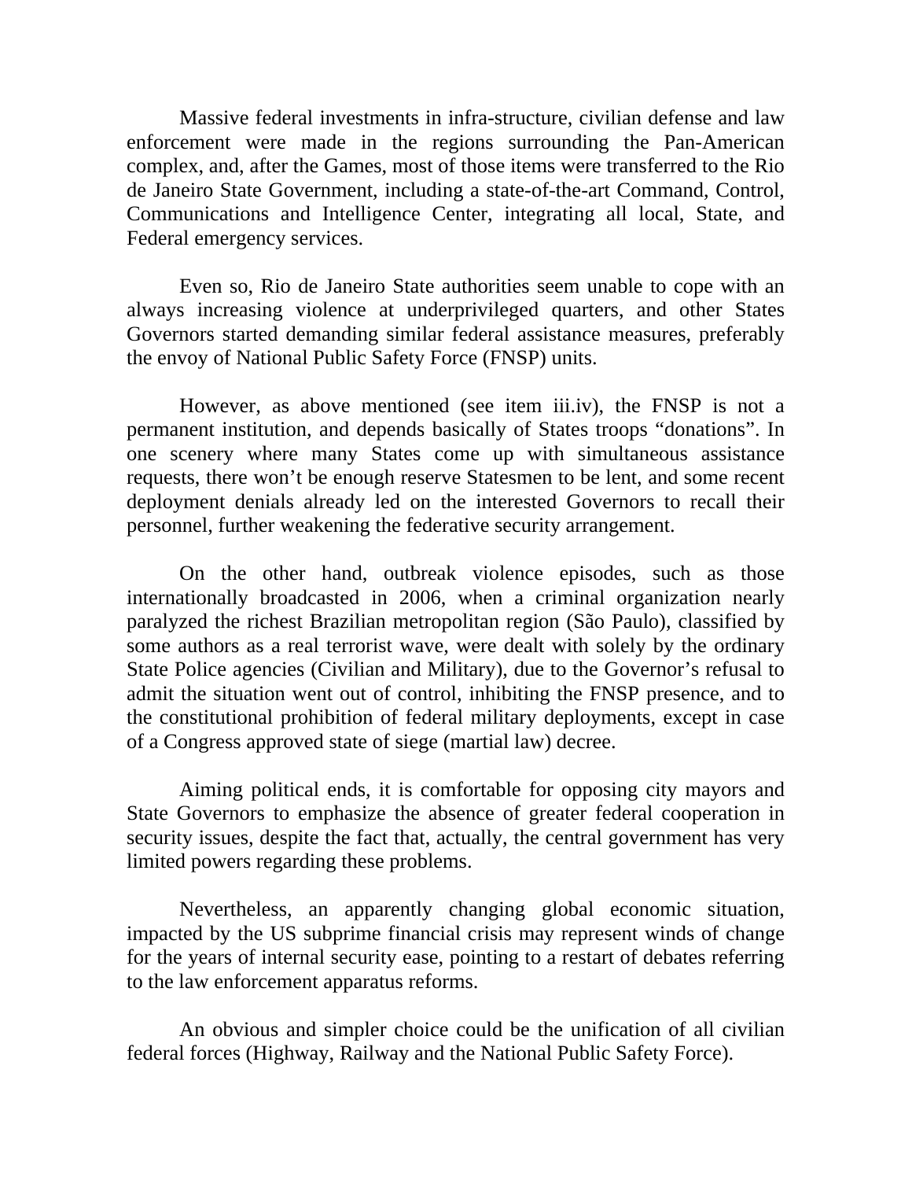Massive federal investments in infra-structure, civilian defense and law enforcement were made in the regions surrounding the Pan-American complex, and, after the Games, most of those items were transferred to the Rio de Janeiro State Government, including a state-of-the-art Command, Control, Communications and Intelligence Center, integrating all local, State, and Federal emergency services.

Even so, Rio de Janeiro State authorities seem unable to cope with an always increasing violence at underprivileged quarters, and other States Governors started demanding similar federal assistance measures, preferably the envoy of National Public Safety Force (FNSP) units.

However, as above mentioned (see item iii.iv), the FNSP is not a permanent institution, and depends basically of States troops "donations". In one scenery where many States come up with simultaneous assistance requests, there won't be enough reserve Statesmen to be lent, and some recent deployment denials already led on the interested Governors to recall their personnel, further weakening the federative security arrangement.

On the other hand, outbreak violence episodes, such as those internationally broadcasted in 2006, when a criminal organization nearly paralyzed the richest Brazilian metropolitan region (São Paulo), classified by some authors as a real terrorist wave, were dealt with solely by the ordinary State Police agencies (Civilian and Military), due to the Governor's refusal to admit the situation went out of control, inhibiting the FNSP presence, and to the constitutional prohibition of federal military deployments, except in case of a Congress approved state of siege (martial law) decree.

Aiming political ends, it is comfortable for opposing city mayors and State Governors to emphasize the absence of greater federal cooperation in security issues, despite the fact that, actually, the central government has very limited powers regarding these problems.

Nevertheless, an apparently changing global economic situation, impacted by the US subprime financial crisis may represent winds of change for the years of internal security ease, pointing to a restart of debates referring to the law enforcement apparatus reforms.

An obvious and simpler choice could be the unification of all civilian federal forces (Highway, Railway and the National Public Safety Force).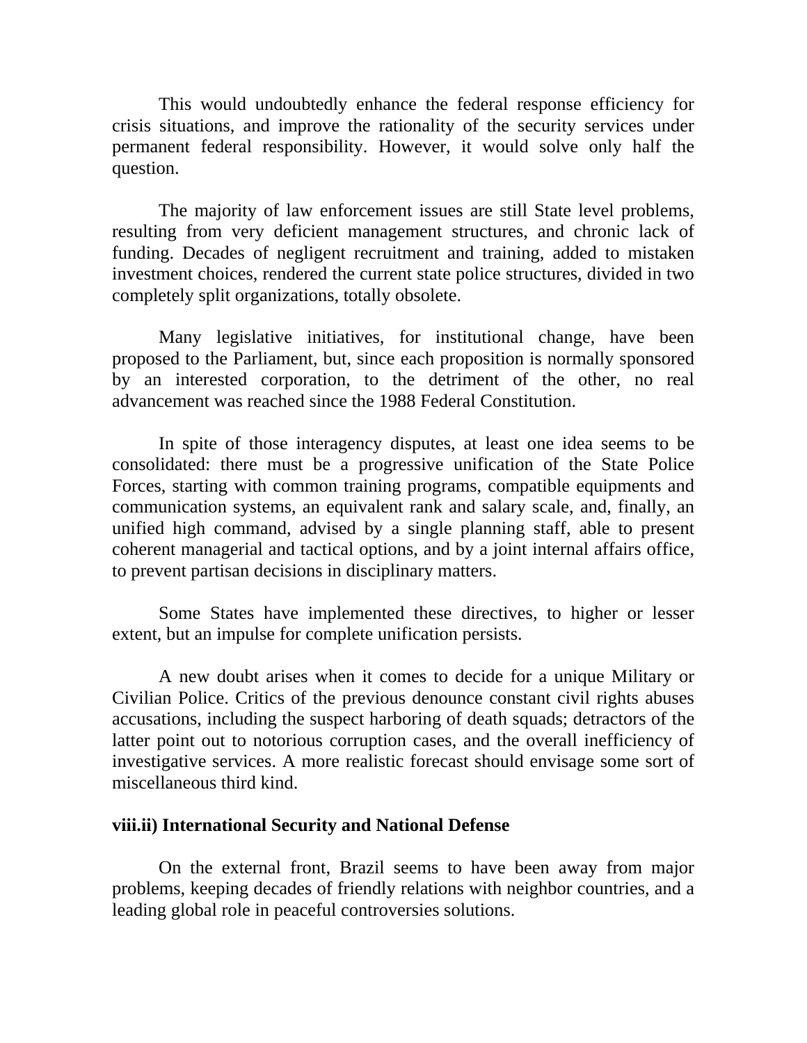This would undoubtedly enhance the federal response efficiency for crisis situations, and improve the rationality of the security services under permanent federal responsibility. However, it would solve only half the question.

The majority of law enforcement issues are still State level problems, resulting from very deficient management structures, and chronic lack of funding. Decades of negligent recruitment and training, added to mistaken investment choices, rendered the current state police structures, divided in two completely split organizations, totally obsolete.

Many legislative initiatives, for institutional change, have been proposed to the Parliament, but, since each proposition is normally sponsored by an interested corporation, to the detriment of the other, no real advancement was reached since the 1988 Federal Constitution.

In spite of those interagency disputes, at least one idea seems to be consolidated: there must be a progressive unification of the State Police Forces, starting with common training programs, compatible equipments and communication systems, an equivalent rank and salary scale, and, finally, an unified high command, advised by a single planning staff, able to present coherent managerial and tactical options, and by a joint internal affairs office, to prevent partisan decisions in disciplinary matters.

Some States have implemented these directives, to higher or lesser extent, but an impulse for complete unification persists.

A new doubt arises when it comes to decide for a unique Military or Civilian Police. Critics of the previous denounce constant civil rights abuses accusations, including the suspect harboring of death squads; detractors of the latter point out to notorious corruption cases, and the overall inefficiency of investigative services. A more realistic forecast should envisage some sort of miscellaneous third kind.

**viii.ii) International Security and National Defense**

On the external front, Brazil seems to have been away from major problems, keeping decades of friendly relations with neighbor countries, and a leading global role in peaceful controversies solutions.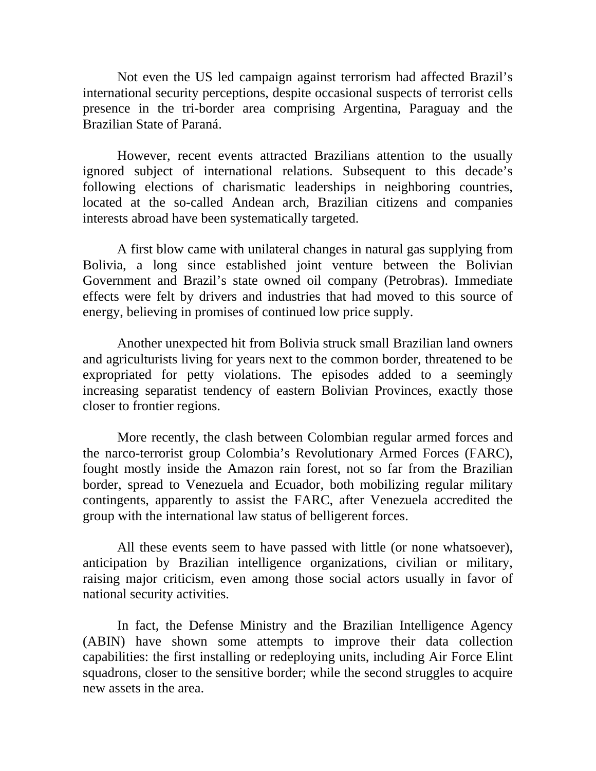Not even the US led campaign against terrorism had affected Brazil's international security perceptions, despite occasional suspects of terrorist cells presence in the tri-border area comprising Argentina, Paraguay and the Brazilian State of Paraná.

However, recent events attracted Brazilians attention to the usually ignored subject of international relations. Subsequent to this decade's following elections of charismatic leaderships in neighboring countries, located at the so-called Andean arch, Brazilian citizens and companies interests abroad have been systematically targeted.

A first blow came with unilateral changes in natural gas supplying from Bolivia, a long since established joint venture between the Bolivian Government and Brazil's state owned oil company (Petrobras). Immediate effects were felt by drivers and industries that had moved to this source of energy, believing in promises of continued low price supply.

Another unexpected hit from Bolivia struck small Brazilian land owners and agriculturists living for years next to the common border, threatened to be expropriated for petty violations. The episodes added to a seemingly increasing separatist tendency of eastern Bolivian Provinces, exactly those closer to frontier regions.

More recently, the clash between Colombian regular armed forces and the narco-terrorist group Colombia's Revolutionary Armed Forces (FARC), fought mostly inside the Amazon rain forest, not so far from the Brazilian border, spread to Venezuela and Ecuador, both mobilizing regular military contingents, apparently to assist the FARC, after Venezuela accredited the group with the international law status of belligerent forces.

All these events seem to have passed with little (or none whatsoever), anticipation by Brazilian intelligence organizations, civilian or military, raising major criticism, even among those social actors usually in favor of national security activities.

In fact, the Defense Ministry and the Brazilian Intelligence Agency (ABIN) have shown some attempts to improve their data collection capabilities: the first installing or redeploying units, including Air Force Elint squadrons, closer to the sensitive border; while the second struggles to acquire new assets in the area.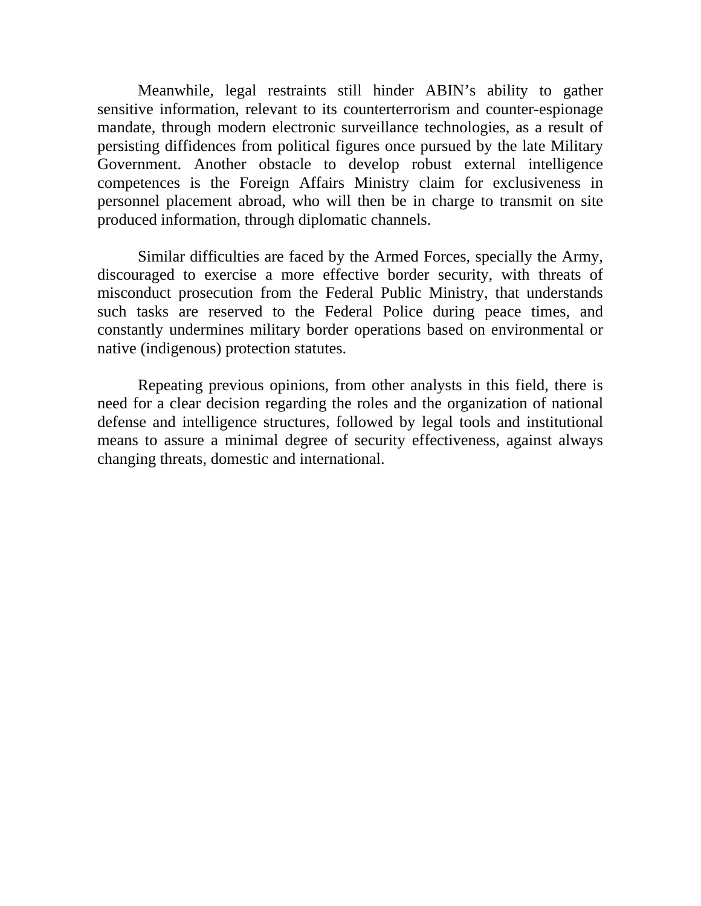Meanwhile, legal restraints still hinder ABIN's ability to gather sensitive information, relevant to its counterterrorism and counter-espionage mandate, through modern electronic surveillance technologies, as a result of persisting diffidences from political figures once pursued by the late Military Government. Another obstacle to develop robust external intelligence competences is the Foreign Affairs Ministry claim for exclusiveness in personnel placement abroad, who will then be in charge to transmit on site produced information, through diplomatic channels.

Similar difficulties are faced by the Armed Forces, specially the Army, discouraged to exercise a more effective border security, with threats of misconduct prosecution from the Federal Public Ministry, that understands such tasks are reserved to the Federal Police during peace times, and constantly undermines military border operations based on environmental or native (indigenous) protection statutes.

Repeating previous opinions, from other analysts in this field, there is need for a clear decision regarding the roles and the organization of national defense and intelligence structures, followed by legal tools and institutional means to assure a minimal degree of security effectiveness, against always changing threats, domestic and international.